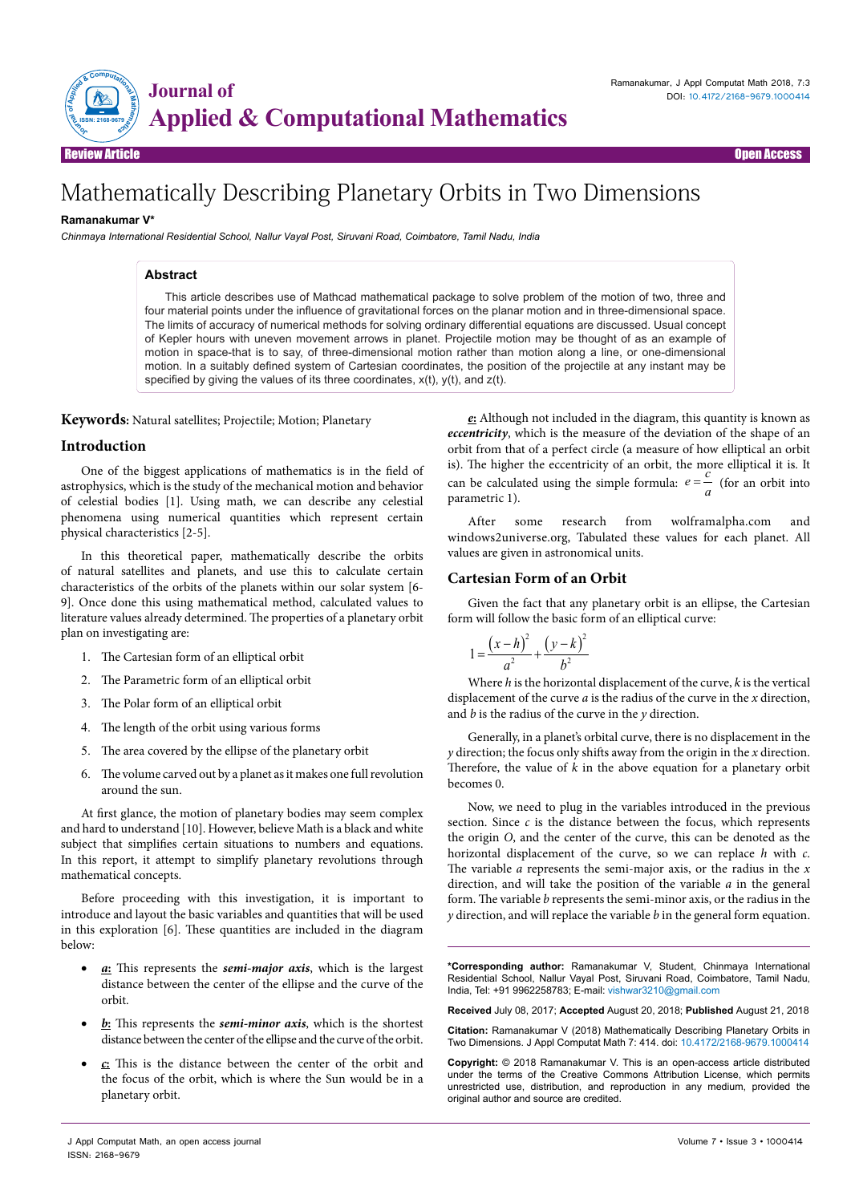Review Article | Open Access

# Mathematically Describing Planetary Orbits in Two Dimensions

**Ramanakumar V***

*Chinmaya International Residential School, Nallur Vayal Post, Siruvani Road, Coimbatore, Tamil Nadu, India*

## Abstract

This article describes use of Mathcad mathematical package to solve problem of the motion of two, three and four material points under the influence of gravitational forces on the planar motion and in three-dimensional space. The limits of accuracy of numerical methods for solving ordinary differential equations are discussed. Usual concept of Kepler hours with uneven movement arrows in planet. Projectile motion may be thought of as an example of motion in space-that is to say, of three-dimensional motion rather than motion along a line, or one-dimensional motion. In a suitably defined system of Cartesian coordinates, the position of the projectile at any instant may be specified by giving the values of its three coordinates, x(t), y(t), and z(t).

**Keywords:** Natural satellites; Projectile; Motion; Planetary

## Introduction

One of the biggest applications of mathematics is in the field of astrophysics, which is the study of the mechanical motion and behavior of celestial bodies [1]. Using math, we can describe any celestial phenomena using numerical quantities which represent certain physical characteristics [2-5].

In this theoretical paper, mathematically describe the orbits of natural satellites and planets, and use this to calculate certain characteristics of the orbits of the planets within our solar system [6-9]. Once done this using mathematical method, calculated values to literature values already determined. The properties of a planetary orbit plan on investigating are:

1. The Cartesian form of an elliptical orbit
2. The Parametric form of an elliptical orbit
3. The Polar form of an elliptical orbit
4. The length of the orbit using various forms
5. The area covered by the ellipse of the planetary orbit
6. The volume carved out by a planet as it makes one full revolution around the sun.

At first glance, the motion of planetary bodies may seem complex and hard to understand [10]. However, believe Math is a black and white subject that simplifies certain situations to numbers and equations. In this report, it attempt to simplify planetary revolutions through mathematical concepts.

Before proceeding with this investigation, it is important to introduce and layout the basic variables and quantities that will be used in this exploration [6]. These quantities are included in the diagram below:

- ***a*:** This represents the ***semi-major axis***, which is the largest distance between the center of the ellipse and the curve of the orbit.
- ***b*:** This represents the ***semi-minor axis***, which is the shortest distance between the center of the ellipse and the curve of the orbit.
- ***c*:** This is the distance between the center of the orbit and the focus of the orbit, which is where the Sun would be in a planetary orbit.

***e*:** Although not included in the diagram, this quantity is known as ***eccentricity***, which is the measure of the deviation of the shape of an orbit from that of a perfect circle (a measure of how elliptical an orbit is). The higher the eccentricity of an orbit, the more elliptical it is. It can be calculated using the simple formula: $e = \frac{c}{a}$ (for an orbit into parametric 1).

After some research from wolframalpha.com and windows2universe.org, Tabulated these values for each planet. All values are given in astronomical units.

## Cartesian Form of an Orbit

Given the fact that any planetary orbit is an ellipse, the Cartesian form will follow the basic form of an elliptical curve:

$$1 = \frac{(x-h)^2}{a^2} + \frac{(y-k)^2}{b^2}$$

Where *h* is the horizontal displacement of the curve, *k* is the vertical displacement of the curve *a* is the radius of the curve in the *x* direction, and *b* is the radius of the curve in the *y* direction.

Generally, in a planet's orbital curve, there is no displacement in the *y* direction; the focus only shifts away from the origin in the *x* direction. Therefore, the value of *k* in the above equation for a planetary orbit becomes 0.

Now, we need to plug in the variables introduced in the previous section. Since *c* is the distance between the focus, which represents the origin *O*, and the center of the curve, this can be denoted as the horizontal displacement of the curve, so we can replace *h* with *c*. The variable *a* represents the semi-major axis, or the radius in the *x* direction, and will take the position of the variable *a* in the general form. The variable *b* represents the semi-minor axis, or the radius in the *y* direction, and will replace the variable *b* in the general form equation.

**\*Corresponding author:** Ramanakumar V, Student, Chinmaya International Residential School, Nallur Vayal Post, Siruvani Road, Coimbatore, Tamil Nadu, India, Tel: +91 9962258783; E-mail: vishwar3210@gmail.com

**Received** July 08, 2017; **Accepted** August 20, 2018; **Published** August 21, 2018

**Citation:** Ramanakumar V (2018) Mathematically Describing Planetary Orbits in Two Dimensions. J Appl Computat Math 7: 414. doi: 10.4172/2168-9679.1000414

**Copyright:** © 2018 Ramanakumar V. This is an open-access article distributed under the terms of the Creative Commons Attribution License, which permits unrestricted use, distribution, and reproduction in any medium, provided the original author and source are credited.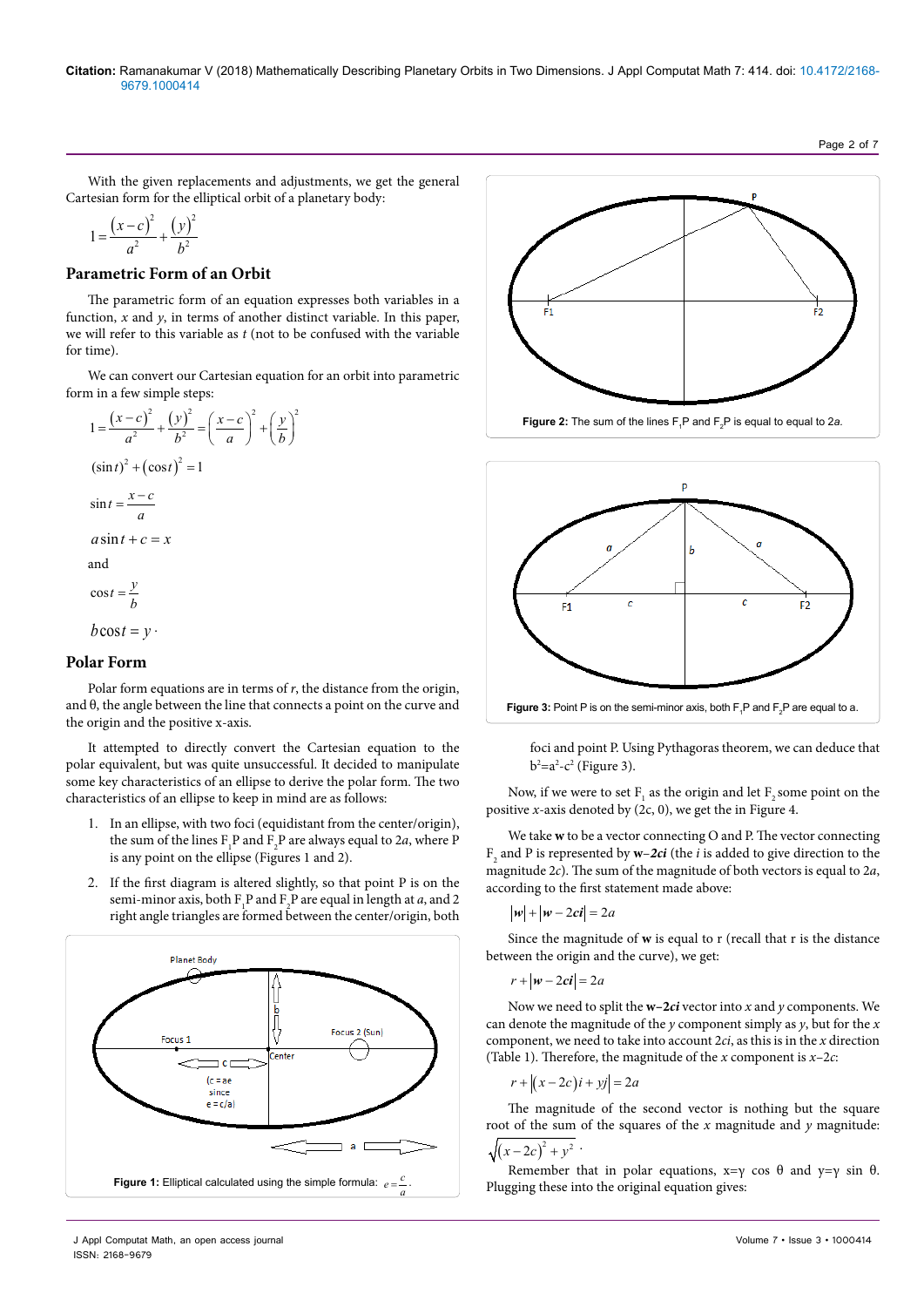With the given replacements and adjustments, we get the general Cartesian form for the elliptical orbit of a planetary body:

$$1 = \frac{(x-c)^2}{a^2} + \frac{(y)^2}{b^2}$$

## Parametric Form of an Orbit

The parametric form of an equation expresses both variables in a function, *x* and *y*, in terms of another distinct variable. In this paper, we will refer to this variable as *t* (not to be confused with the variable for time).

We can convert our Cartesian equation for an orbit into parametric form in a few simple steps:

$$1 = \frac{(x-c)^2}{a^2} + \frac{(y)^2}{b^2} = \left(\frac{x-c}{a}\right)^2 + \left(\frac{y}{b}\right)^2$$

$$(\sin t)^2 + (\cos t)^2 = 1$$

$$\sin t = \frac{x-c}{a}$$

$$a\sin t + c = x$$

and

$$\cos t = \frac{y}{b}$$

$$b\cos t = y \cdot$$

## Polar Form

Polar form equations are in terms of *r*, the distance from the origin, and θ, the angle between the line that connects a point on the curve and the origin and the positive x-axis.

It attempted to directly convert the Cartesian equation to the polar equivalent, but was quite unsuccessful. It decided to manipulate some key characteristics of an ellipse to derive the polar form. The two characteristics of an ellipse to keep in mind are as follows:

1. In an ellipse, with two foci (equidistant from the center/origin), the sum of the lines $F_1P$ and $F_2P$ are always equal to 2*a*, where P is any point on the ellipse (Figures 1 and 2).
2. If the first diagram is altered slightly, so that point P is on the semi-minor axis, both $F_1P$ and $F_2P$ are equal in length at *a*, and 2 right angle triangles are formed between the center/origin, both foci and point P. Using Pythagoras theorem, we can deduce that $b^2=a^2-c^2$ (Figure 3).

**Figure 1:** Elliptical calculated using the simple formula: $e = \frac{c}{a}$.

**Figure 2:** The sum of the lines $F_1P$ and $F_2P$ is equal to equal to 2*a*.

**Figure 3:** Point P is on the semi-minor axis, both $F_1P$ and $F_2P$ are equal to a.

Now, if we were to set $F_1$ as the origin and let $F_2$ some point on the positive *x*-axis denoted by (2c, 0), we get the in Figure 4.

We take **w** to be a vector connecting O and P. The vector connecting $F_2$ and P is represented by **w**–***2ci*** (the *i* is added to give direction to the magnitude 2*c*). The sum of the magnitude of both vectors is equal to 2*a*, according to the first statement made above:

$$|\boldsymbol{w}| + |\boldsymbol{w} - 2c\boldsymbol{i}| = 2a$$

Since the magnitude of **w** is equal to r (recall that r is the distance between the origin and the curve), we get:

$$r + |\boldsymbol{w} - 2c\boldsymbol{i}| = 2a$$

Now we need to split the **w–2*ci*** vector into *x* and *y* components. We can denote the magnitude of the *y* component simply as *y*, but for the *x* component, we need to take into account 2*ci*, as this is in the *x* direction (Table 1). Therefore, the magnitude of the *x* component is *x*–2*c*:

$$r + |(x-2c)i + yj| = 2a$$

The magnitude of the second vector is nothing but the square root of the sum of the squares of the *x* magnitude and *y* magnitude: $\sqrt{(x-2c)^2 + y^2}$.

Remember that in polar equations, x=γ cos θ and y=γ sin θ. Plugging these into the original equation gives: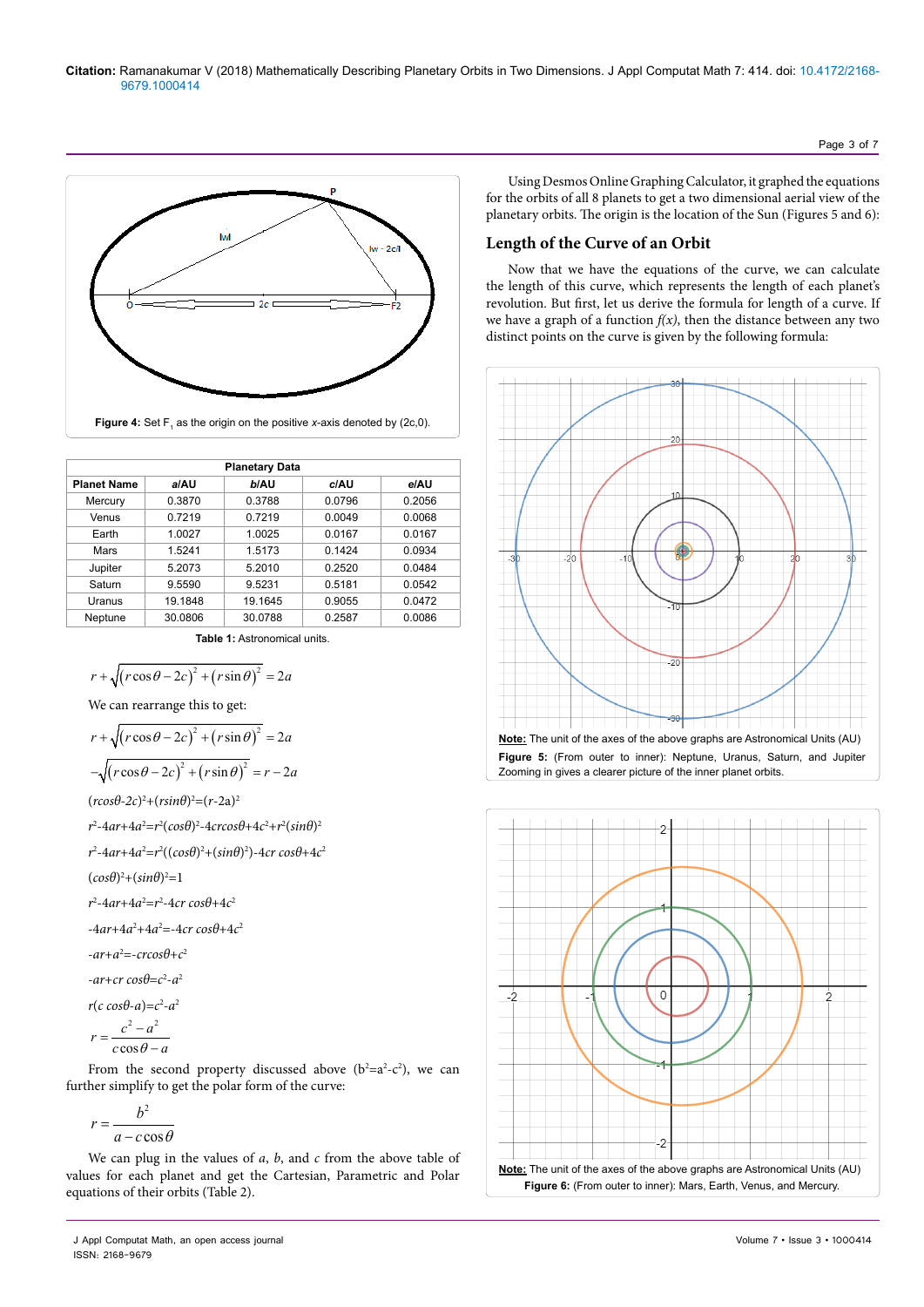Figure 4: Set $F_1$ as the origin on the positive *x*-axis denoted by (2c,0).

| Planetary Data | | | | |
|---|---|---|---|---|
| **Planet Name** | ***a*/AU** | ***b*/AU** | ***c*/AU** | ***e*/AU** |
| Mercury | 0.3870 | 0.3788 | 0.0796 | 0.2056 |
| Venus | 0.7219 | 0.7219 | 0.0049 | 0.0068 |
| Earth | 1.0027 | 1.0025 | 0.0167 | 0.0167 |
| Mars | 1.5241 | 1.5173 | 0.1424 | 0.0934 |
| Jupiter | 5.2073 | 5.2010 | 0.2520 | 0.0484 |
| Saturn | 9.5590 | 9.5231 | 0.5181 | 0.0542 |
| Uranus | 19.1848 | 19.1645 | 0.9055 | 0.0472 |
| Neptune | 30.0806 | 30.0788 | 0.2587 | 0.0086 |

**Table 1:** Astronomical units.

$$r + \sqrt{(r\cos\theta - 2c)^2 + (r\sin\theta)^2} = 2a$$

We can rearrange this to get:

$$r + \sqrt{(r\cos\theta - 2c)^2 + (r\sin\theta)^2} = 2a$$

$$-\sqrt{(r\cos\theta - 2c)^2 + (r\sin\theta)^2} = r - 2a$$

$$(r\cos\theta - 2c)^2 + (r\sin\theta)^2 = (r-2a)^2$$

$$r^2 - 4ar + 4a^2 = r^2(\cos\theta)^2 - 4cr\cos\theta + 4c^2 + r^2(\sin\theta)^2$$

$$r^2 - 4ar + 4a^2 = r^2((\cos\theta)^2 + (\sin\theta)^2) - 4cr\cos\theta + 4c^2$$

$$(\cos\theta)^2 + (\sin\theta)^2 = 1$$

$$r^2 - 4ar + 4a^2 = r^2 - 4cr\cos\theta + 4c^2$$

$$-4ar + 4a^2 + 4a^2 = -4cr\cos\theta + 4c^2$$

$$-ar + a^2 = -cr\cos\theta + c^2$$

$$-ar + cr\cos\theta = c^2 - a^2$$

$$r(c\cos\theta - a) = c^2 - a^2$$

$$r = \frac{c^2 - a^2}{c\cos\theta - a}$$

From the second property discussed above ($b^2=a^2-c^2$), we can further simplify to get the polar form of the curve:

$$r = \frac{b^2}{a - c\cos\theta}$$

We can plug in the values of *a*, *b*, and *c* from the above table of values for each planet and get the Cartesian, Parametric and Polar equations of their orbits (Table 2).

Using Desmos Online Graphing Calculator, it graphed the equations for the orbits of all 8 planets to get a two dimensional aerial view of the planetary orbits. The origin is the location of the Sun (Figures 5 and 6):

## Length of the Curve of an Orbit

Now that we have the equations of the curve, we can calculate the length of this curve, which represents the length of each planet's revolution. But first, let us derive the formula for length of a curve. If we have a graph of a function *f(x)*, then the distance between any two distinct points on the curve is given by the following formula:

**Note:** The unit of the axes of the above graphs are Astronomical Units (AU)

**Figure 5:** (From outer to inner): Neptune, Uranus, Saturn, and Jupiter Zooming in gives a clearer picture of the inner planet orbits.

**Note:** The unit of the axes of the above graphs are Astronomical Units (AU)

**Figure 6:** (From outer to inner): Mars, Earth, Venus, and Mercury.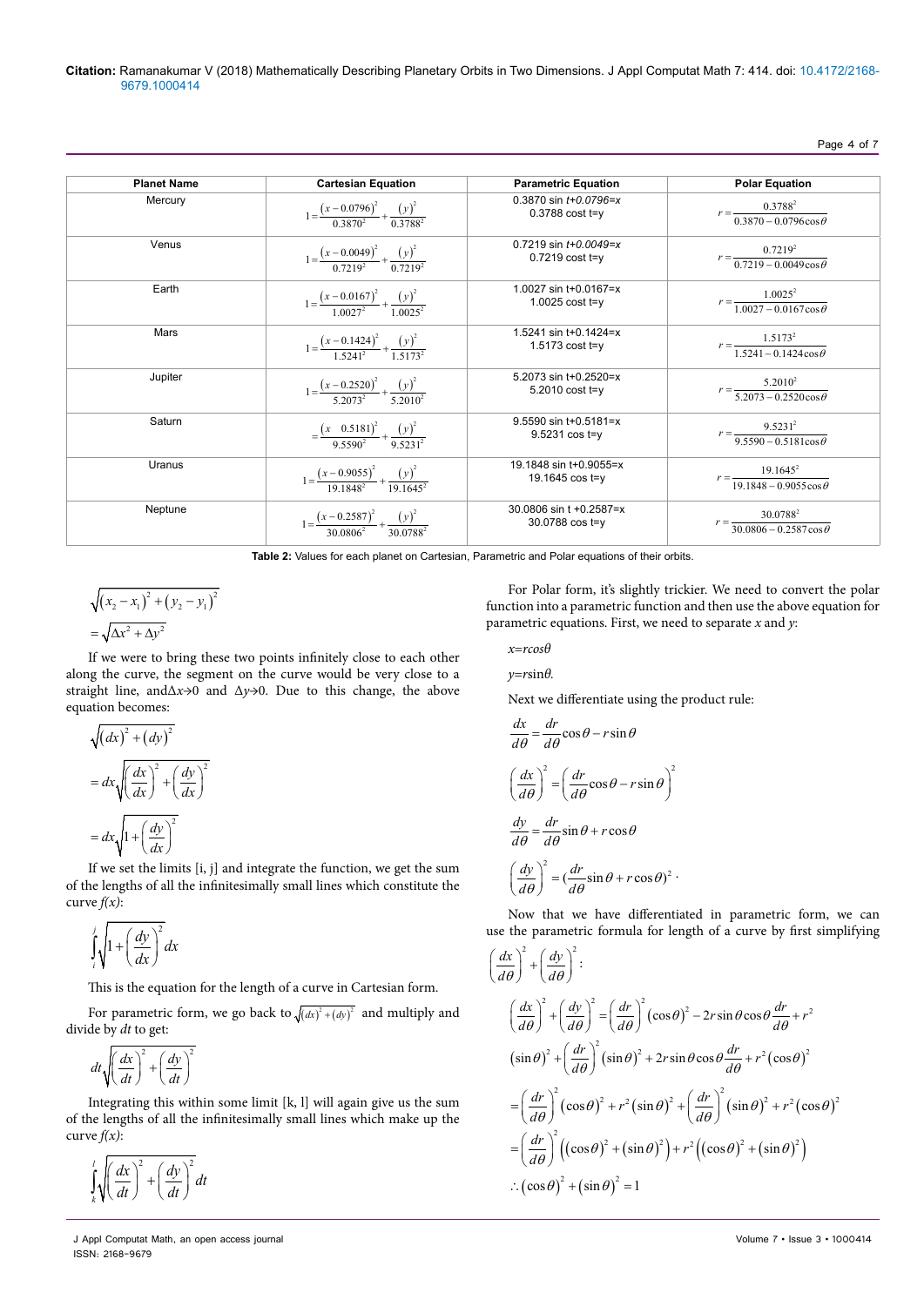| Planet Name | Cartesian Equation | Parametric Equation | Polar Equation |
|---|---|---|---|
| Mercury | $1=\frac{(x-0.0796)^2}{0.3870^2}+\frac{(y)^2}{0.3788^2}$ | 0.3870 sin *t+0.0796=x* 0.3788 cost t=y | $r=\frac{0.3788^2}{0.3870-0.0796\cos\theta}$ |
| Venus | $1=\frac{(x-0.0049)^2}{0.7219^2}+\frac{(y)^2}{0.7219^2}$ | 0.7219 sin *t+0.0049=x* 0.7219 cost t=y | $r=\frac{0.7219^2}{0.7219-0.0049\cos\theta}$ |
| Earth | $1=\frac{(x-0.0167)^2}{1.0027^2}+\frac{(y)^2}{1.0025^2}$ | 1.0027 sin t+0.0167=x 1.0025 cost t=y | $r=\frac{1.0025^2}{1.0027-0.0167\cos\theta}$ |
| Mars | $1=\frac{(x-0.1424)^2}{1.5241^2}+\frac{(y)^2}{1.5173^2}$ | 1.5241 sin t+0.1424=x 1.5173 cost t=y | $r=\frac{1.5173^2}{1.5241-0.1424\cos\theta}$ |
| Jupiter | $1=\frac{(x-0.2520)^2}{5.2073^2}+\frac{(y)^2}{5.2010^2}$ | 5.2073 sin t+0.2520=x 5.2010 cost t=y | $r=\frac{5.2010^2}{5.2073-0.2520\cos\theta}$ |
| Saturn | $=\frac{(x\quad 0.5181)^2}{9.5590^2}+\frac{(y)^2}{9.5231^2}$ | 9.5590 sin t+0.5181=x 9.5231 cos t=y | $r=\frac{9.5231^2}{9.5590-0.5181\cos\theta}$ |
| Uranus | $1=\frac{(x-0.9055)^2}{19.1848^2}+\frac{(y)^2}{19.1645^2}$ | 19.1848 sin t+0.9055=x 19.1645 cos t=y | $r=\frac{19.1645^2}{19.1848-0.9055\cos\theta}$ |
| Neptune | $1=\frac{(x-0.2587)^2}{30.0806^2}+\frac{(y)^2}{30.0788^2}$ | 30.0806 sin t +0.2587=x 30.0788 cos t=y | $r=\frac{30.0788^2}{30.0806-0.2587\cos\theta}$ |

**Table 2:** Values for each planet on Cartesian, Parametric and Polar equations of their orbits.

$$\sqrt{(x_2-x_1)^2+(y_2-y_1)^2}$$
$$=\sqrt{\Delta x^2+\Delta y^2}$$

If we were to bring these two points infinitely close to each other along the curve, the segment on the curve would be very close to a straight line, and$\Delta x\to 0$ and $\Delta y\to 0$. Due to this change, the above equation becomes:

$$\sqrt{(dx)^2+(dy)^2}$$
$$=dx\sqrt{\left(\frac{dx}{dx}\right)^2+\left(\frac{dy}{dx}\right)^2}$$
$$=dx\sqrt{1+\left(\frac{dy}{dx}\right)^2}$$

If we set the limits [i, j] and integrate the function, we get the sum of the lengths of all the infinitesimally small lines which constitute the curve *f(x)*:

$$\int_i^j\sqrt{1+\left(\frac{dy}{dx}\right)^2}\,dx$$

This is the equation for the length of a curve in Cartesian form.

For parametric form, we go back to $\sqrt{(dx)^2+(dy)^2}$ and multiply and divide by *dt* to get:

$$dt\sqrt{\left(\frac{dx}{dt}\right)^2+\left(\frac{dy}{dt}\right)^2}$$

Integrating this within some limit [k, l] will again give us the sum of the lengths of all the infinitesimally small lines which make up the curve *f(x)*:

$$\int_k^l\sqrt{\left(\frac{dx}{dt}\right)^2+\left(\frac{dy}{dt}\right)^2}\,dt$$

For Polar form, it's slightly trickier. We need to convert the polar function into a parametric function and then use the above equation for parametric equations. First, we need to separate *x* and *y*:

$x=r\cos\theta$

$y=r\sin\theta$.

Next we differentiate using the product rule:

$$\frac{dx}{d\theta}=\frac{dr}{d\theta}\cos\theta-r\sin\theta$$
$$\left(\frac{dx}{d\theta}\right)^2=\left(\frac{dr}{d\theta}\cos\theta-r\sin\theta\right)^2$$
$$\frac{dy}{d\theta}=\frac{dr}{d\theta}\sin\theta+r\cos\theta$$
$$\left(\frac{dy}{d\theta}\right)^2=\left(\frac{dr}{d\theta}\sin\theta+r\cos\theta\right)^2\cdot$$

Now that we have differentiated in parametric form, we can use the parametric formula for length of a curve by first simplifying $\left(\frac{dx}{d\theta}\right)^2+\left(\frac{dy}{d\theta}\right)^2$:

$$\left(\frac{dx}{d\theta}\right)^2+\left(\frac{dy}{d\theta}\right)^2=\left(\frac{dr}{d\theta}\right)^2(\cos\theta)^2-2r\sin\theta\cos\theta\frac{dr}{d\theta}+r^2$$
$$(\sin\theta)^2+\left(\frac{dr}{d\theta}\right)^2(\sin\theta)^2+2r\sin\theta\cos\theta\frac{dr}{d\theta}+r^2(\cos\theta)^2$$
$$=\left(\frac{dr}{d\theta}\right)^2(\cos\theta)^2+r^2(\sin\theta)^2+\left(\frac{dr}{d\theta}\right)^2(\sin\theta)^2+r^2(\cos\theta)^2$$
$$=\left(\frac{dr}{d\theta}\right)^2\left((\cos\theta)^2+(\sin\theta)^2\right)+r^2\left((\cos\theta)^2+(\sin\theta)^2\right)$$
$$\therefore(\cos\theta)^2+(\sin\theta)^2=1$$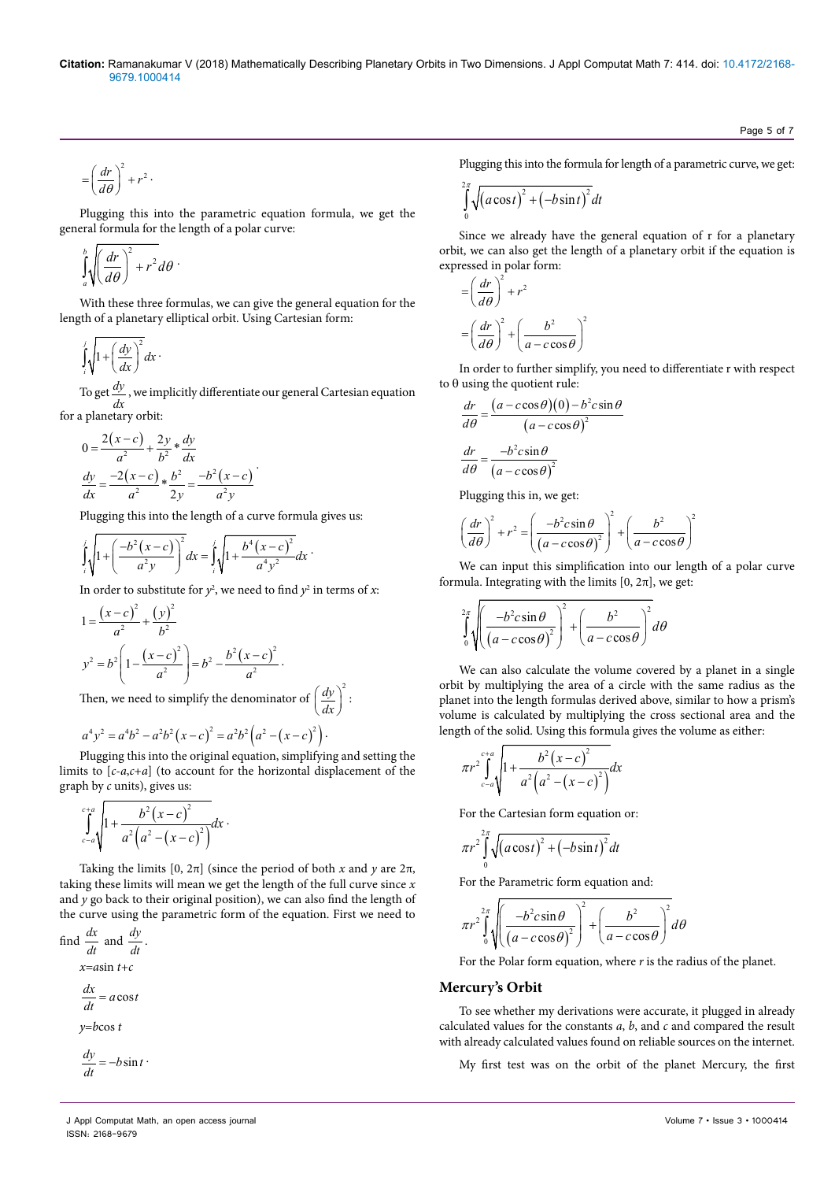$$= \left(\frac{dr}{d\theta}\right)^2 + r^2 \cdot$$

Plugging this into the parametric equation formula, we get the general formula for the length of a polar curve:

$$\int_a^b \sqrt{\left(\frac{dr}{d\theta}\right)^2 + r^2}\, d\theta \cdot$$

With these three formulas, we can give the general equation for the length of a planetary elliptical orbit. Using Cartesian form:

$$\int_i^j \sqrt{1 + \left(\frac{dy}{dx}\right)^2}\, dx \cdot$$

To get $\frac{dy}{dx}$, we implicitly differentiate our general Cartesian equation for a planetary orbit:

$$0 = \frac{2(x-c)}{a^2} + \frac{2y}{b^2} * \frac{dy}{dx}$$

$$\frac{dy}{dx} = \frac{-2(x-c)}{a^2} * \frac{b^2}{2y} = \frac{-b^2(x-c)}{a^2 y} \cdot$$

Plugging this into the length of a curve formula gives us:

$$\int_i^j \sqrt{1 + \left(\frac{-b^2(x-c)}{a^2 y}\right)^2}\, dx = \int_i^j \sqrt{1 + \frac{b^4(x-c)^2}{a^4 y^2}}\, dx \cdot$$

In order to substitute for $y^2$, we need to find $y^2$ in terms of $x$:

$$1 = \frac{(x-c)^2}{a^2} + \frac{(y)^2}{b^2}$$

$$y^2 = b^2\left(1 - \frac{(x-c)^2}{a^2}\right) = b^2 - \frac{b^2(x-c)^2}{a^2} \cdot$$

Then, we need to simplify the denominator of $\left(\frac{dy}{dx}\right)^2$:

$$a^4 y^2 = a^4 b^2 - a^2 b^2 (x-c)^2 = a^2 b^2 \left(a^2 - (x-c)^2\right) \cdot$$

Plugging this into the original equation, simplifying and setting the limits to $[c-a, c+a]$ (to account for the horizontal displacement of the graph by $c$ units), gives us:

$$\int_{c-a}^{c+a} \sqrt{1 + \frac{b^2(x-c)^2}{a^2\left(a^2 - (x-c)^2\right)}}\, dx \cdot$$

Taking the limits $[0, 2\pi]$ (since the period of both $x$ and $y$ are $2\pi$, taking these limits will mean we get the length of the full curve since $x$ and $y$ go back to their original position), we can also find the length of the curve using the parametric form of the equation. First we need to find $\frac{dx}{dt}$ and $\frac{dy}{dt}$.

$$x = a\sin t + c$$

$$\frac{dx}{dt} = a\cos t$$

$$y = b\cos t$$

$$\frac{dy}{dt} = -b\sin t \cdot$$

Plugging this into the formula for length of a parametric curve, we get:

$$\int_0^{2\pi} \sqrt{(a\cos t)^2 + (-b\sin t)^2}\, dt$$

Since we already have the general equation of r for a planetary orbit, we can also get the length of a planetary orbit if the equation is expressed in polar form:

$$= \left(\frac{dr}{d\theta}\right)^2 + r^2$$

$$= \left(\frac{dr}{d\theta}\right)^2 + \left(\frac{b^2}{a - c\cos\theta}\right)^2$$

In order to further simplify, you need to differentiate r with respect to θ using the quotient rule:

$$\frac{dr}{d\theta} = \frac{(a - c\cos\theta)(0) - b^2 c\sin\theta}{(a - c\cos\theta)^2}$$

$$\frac{dr}{d\theta} = \frac{-b^2 c\sin\theta}{(a - c\cos\theta)^2}$$

Plugging this in, we get:

$$\left(\frac{dr}{d\theta}\right)^2 + r^2 = \left(\frac{-b^2 c\sin\theta}{(a - c\cos\theta)^2}\right)^2 + \left(\frac{b^2}{a - c\cos\theta}\right)^2$$

We can input this simplification into our length of a polar curve formula. Integrating with the limits $[0, 2\pi]$, we get:

$$\int_0^{2\pi} \sqrt{\left(\frac{-b^2 c\sin\theta}{(a - c\cos\theta)^2}\right)^2 + \left(\frac{b^2}{a - c\cos\theta}\right)^2}\, d\theta$$

We can also calculate the volume covered by a planet in a single orbit by multiplying the area of a circle with the same radius as the planet into the length formulas derived above, similar to how a prism's volume is calculated by multiplying the cross sectional area and the length of the solid. Using this formula gives the volume as either:

$$\pi r^2 \int_{c-a}^{c+a} \sqrt{1 + \frac{b^2(x-c)^2}{a^2\left(a^2 - (x-c)^2\right)}}\, dx$$

For the Cartesian form equation or:

$$\pi r^2 \int_0^{2\pi} \sqrt{(a\cos t)^2 + (-b\sin t)^2}\, dt$$

For the Parametric form equation and:

$$\pi r^2 \int_0^{2\pi} \sqrt{\left(\frac{-b^2 c\sin\theta}{(a - c\cos\theta)^2}\right)^2 + \left(\frac{b^2}{a - c\cos\theta}\right)^2}\, d\theta$$

For the Polar form equation, where $r$ is the radius of the planet.

## Mercury's Orbit

To see whether my derivations were accurate, it plugged in already calculated values for the constants $a$, $b$, and $c$ and compared the result with already calculated values found on reliable sources on the internet.

My first test was on the orbit of the planet Mercury, the first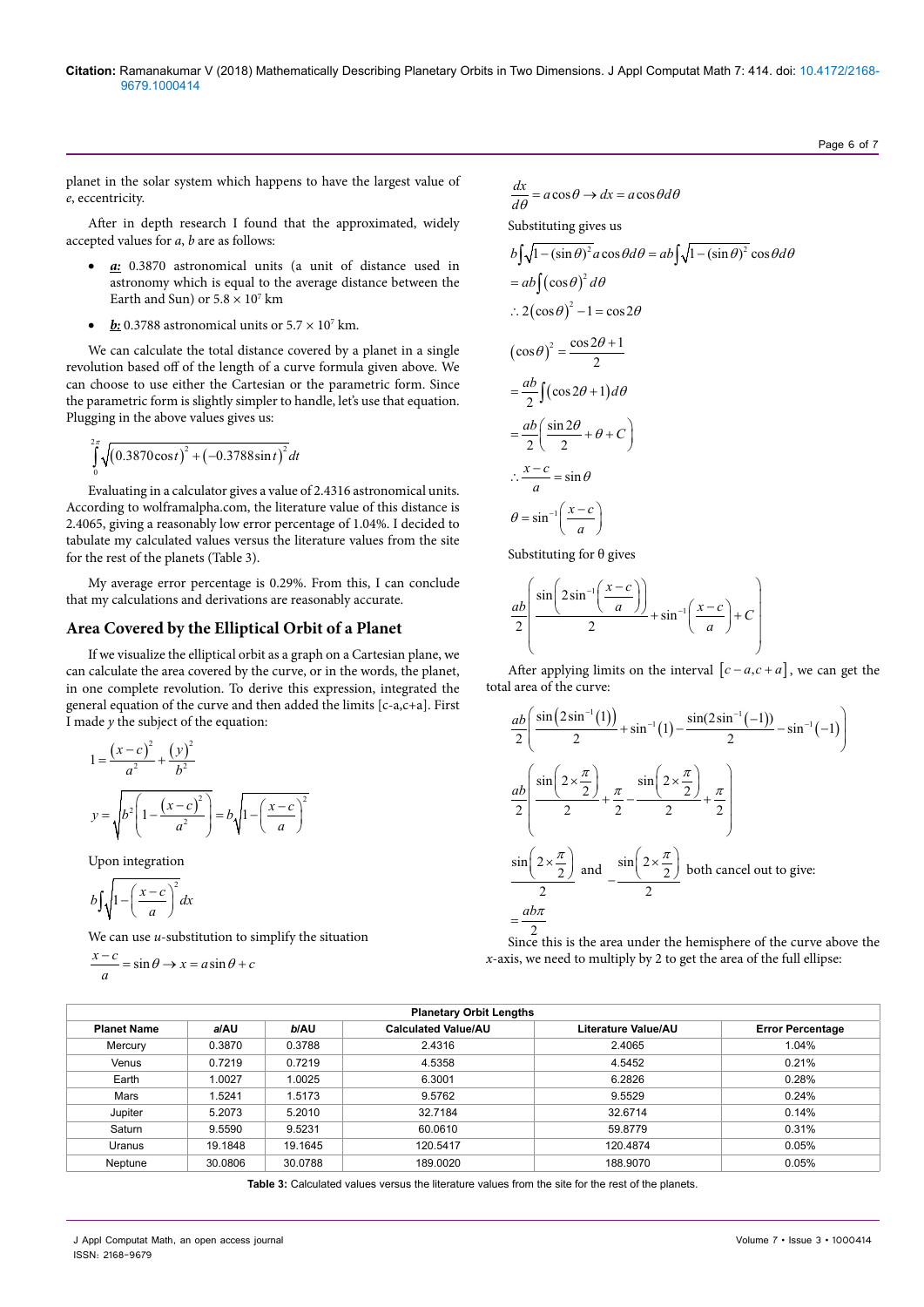planet in the solar system which happens to have the largest value of $e$, eccentricity.

After in depth research I found that the approximated, widely accepted values for $a$, $b$ are as follows:

- ***a:*** 0.3870 astronomical units (a unit of distance used in astronomy which is equal to the average distance between the Earth and Sun) or $5.8 \times 10^7$ km
- ***b:*** 0.3788 astronomical units or $5.7 \times 10^7$ km.

We can calculate the total distance covered by a planet in a single revolution based off of the length of a curve formula given above. We can choose to use either the Cartesian or the parametric form. Since the parametric form is slightly simpler to handle, let's use that equation. Plugging in the above values gives us:

$$\int_0^{2\pi} \sqrt{(0.3870\cos t)^2 + (-0.3788\sin t)^2}\, dt$$

Evaluating in a calculator gives a value of 2.4316 astronomical units. According to wolframalpha.com, the literature value of this distance is 2.4065, giving a reasonably low error percentage of 1.04%. I decided to tabulate my calculated values versus the literature values from the site for the rest of the planets (Table 3).

My average error percentage is 0.29%. From this, I can conclude that my calculations and derivations are reasonably accurate.

## Area Covered by the Elliptical Orbit of a Planet

If we visualize the elliptical orbit as a graph on a Cartesian plane, we can calculate the area covered by the curve, or in the words, the planet, in one complete revolution. To derive this expression, integrated the general equation of the curve and then added the limits [c-a,c+a]. First I made $y$ the subject of the equation:

$$1 = \frac{(x-c)^2}{a^2} + \frac{(y)^2}{b^2}$$

$$y = \sqrt{b^2\left(1 - \frac{(x-c)^2}{a^2}\right)} = b\sqrt{1 - \left(\frac{x-c}{a}\right)^2}$$

Upon integration

$$b\int \sqrt{1 - \left(\frac{x-c}{a}\right)^2}\, dx$$

We can use $u$-substitution to simplify the situation

$$\frac{x-c}{a} = \sin\theta \to x = a\sin\theta + c$$

$$\frac{dx}{d\theta} = a\cos\theta \to dx = a\cos\theta d\theta$$

Substituting gives us

$$b\int \sqrt{1-(\sin\theta)^2}\, a\cos\theta d\theta = ab\int \sqrt{1-(\sin\theta)^2}\cos\theta d\theta$$

$$= ab\int (\cos\theta)^2 d\theta$$

$$\therefore 2(\cos\theta)^2 - 1 = \cos 2\theta$$

$$(\cos\theta)^2 = \frac{\cos 2\theta + 1}{2}$$

$$= \frac{ab}{2}\int (\cos 2\theta + 1) d\theta$$

$$= \frac{ab}{2}\left(\frac{\sin 2\theta}{2} + \theta + C\right)$$

$$\therefore \frac{x-c}{a} = \sin\theta$$

$$\theta = \sin^{-1}\left(\frac{x-c}{a}\right)$$

Substituting for θ gives

$$\frac{ab}{2}\left(\frac{\sin\left(2\sin^{-1}\left(\frac{x-c}{a}\right)\right)}{2} + \sin^{-1}\left(\frac{x-c}{a}\right) + C\right)$$

After applying limits on the interval $[c-a, c+a]$, we can get the total area of the curve:

$$\frac{ab}{2}\left(\frac{\sin(2\sin^{-1}(1))}{2} + \sin^{-1}(1) - \frac{\sin(2\sin^{-1}(-1))}{2} - \sin^{-1}(-1)\right)$$

$$\frac{ab}{2}\left(\frac{\sin\left(2\times\frac{\pi}{2}\right)}{2} + \frac{\pi}{2} - \frac{\sin\left(2\times\frac{\pi}{2}\right)}{2} + \frac{\pi}{2}\right)$$

$\dfrac{\sin\left(2\times\frac{\pi}{2}\right)}{2}$ and $-\dfrac{\sin\left(2\times\frac{\pi}{2}\right)}{2}$ both cancel out to give:

$$= \frac{ab\pi}{2}$$

Since this is the area under the hemisphere of the curve above the $x$-axis, we need to multiply by 2 to get the area of the full ellipse:

| Planetary Orbit Lengths | | | | | |
|---|---|---|---|---|---|
| **Planet Name** | ***a*/AU** | ***b*/AU** | **Calculated Value/AU** | **Literature Value/AU** | **Error Percentage** |
| Mercury | 0.3870 | 0.3788 | 2.4316 | 2.4065 | 1.04% |
| Venus | 0.7219 | 0.7219 | 4.5358 | 4.5452 | 0.21% |
| Earth | 1.0027 | 1.0025 | 6.3001 | 6.2826 | 0.28% |
| Mars | 1.5241 | 1.5173 | 9.5762 | 9.5529 | 0.24% |
| Jupiter | 5.2073 | 5.2010 | 32.7184 | 32.6714 | 0.14% |
| Saturn | 9.5590 | 9.5231 | 60.0610 | 59.8779 | 0.31% |
| Uranus | 19.1848 | 19.1645 | 120.5417 | 120.4874 | 0.05% |
| Neptune | 30.0806 | 30.0788 | 189.0020 | 188.9070 | 0.05% |

**Table 3:** Calculated values versus the literature values from the site for the rest of the planets.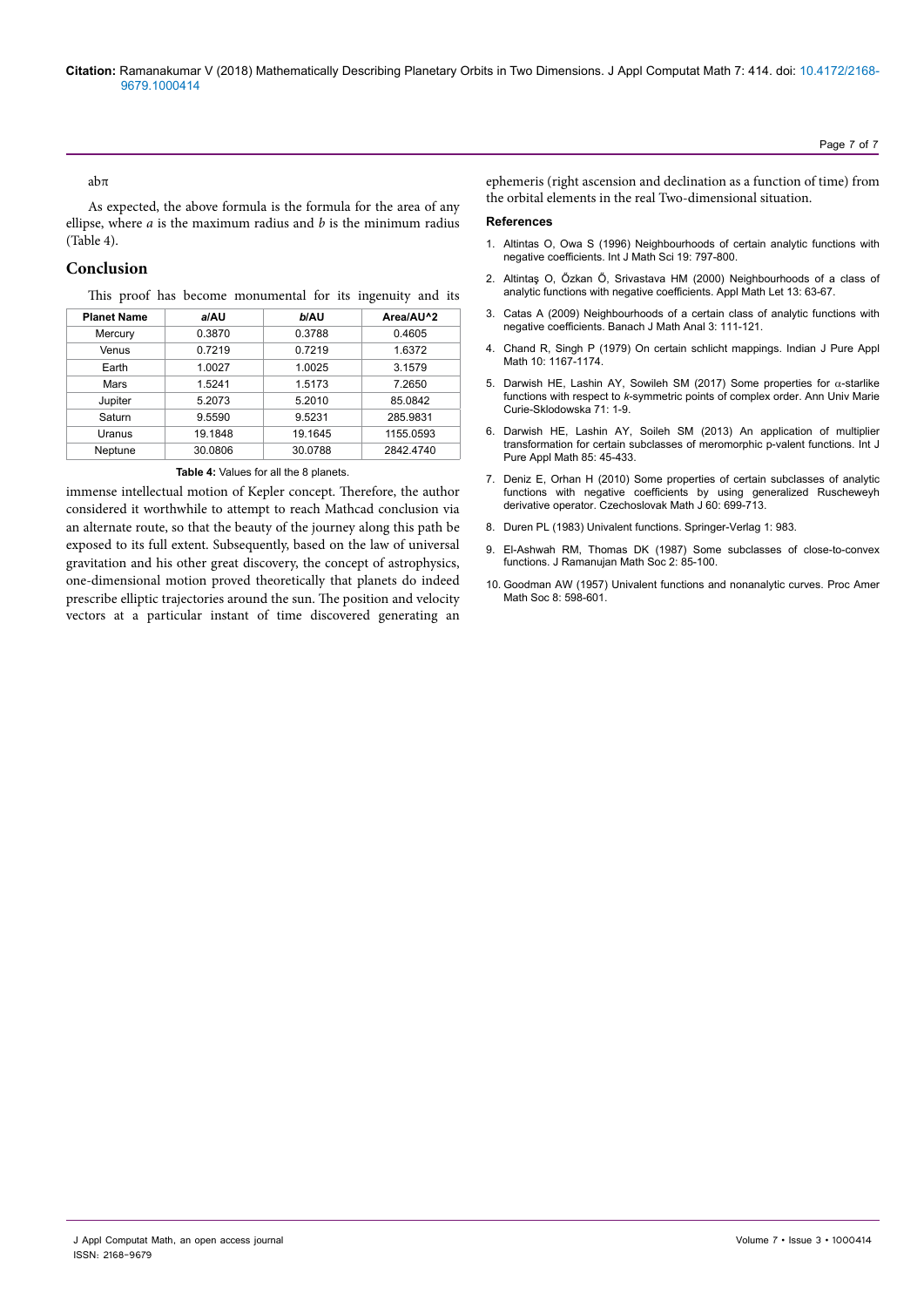$ab\pi$

As expected, the above formula is the formula for the area of any ellipse, where $a$ is the maximum radius and $b$ is the minimum radius (Table 4).

## Conclusion

This proof has become monumental for its ingenuity and its immense intellectual motion of Kepler concept. Therefore, the author considered it worthwhile to attempt to reach Mathcad conclusion via an alternate route, so that the beauty of the journey along this path be exposed to its full extent. Subsequently, based on the law of universal gravitation and his other great discovery, the concept of astrophysics, one-dimensional motion proved theoretically that planets do indeed prescribe elliptic trajectories around the sun. The position and velocity vectors at a particular instant of time discovered generating an ephemeris (right ascension and declination as a function of time) from the orbital elements in the real Two-dimensional situation.

| Planet Name | *a*/AU | *b*/AU | Area/AU^2 |
|---|---|---|---|
| Mercury | 0.3870 | 0.3788 | 0.4605 |
| Venus | 0.7219 | 0.7219 | 1.6372 |
| Earth | 1.0027 | 1.0025 | 3.1579 |
| Mars | 1.5241 | 1.5173 | 7.2650 |
| Jupiter | 5.2073 | 5.2010 | 85.0842 |
| Saturn | 9.5590 | 9.5231 | 285.9831 |
| Uranus | 19.1848 | 19.1645 | 1155.0593 |
| Neptune | 30.0806 | 30.0788 | 2842.4740 |

**Table 4:** Values for all the 8 planets.

### References

1. Altintas O, Owa S (1996) Neighbourhoods of certain analytic functions with negative coefficients. Int J Math Sci 19: 797-800.
2. Altintaş O, Özkan Ö, Srivastava HM (2000) Neighbourhoods of a class of analytic functions with negative coefficients. Appl Math Let 13: 63-67.
3. Catas A (2009) Neighbourhoods of a certain class of analytic functions with negative coefficients. Banach J Math Anal 3: 111-121.
4. Chand R, Singh P (1979) On certain schlicht mappings. Indian J Pure Appl Math 10: 1167-1174.
5. Darwish HE, Lashin AY, Sowileh SM (2017) Some properties for $\alpha$-starlike functions with respect to $k$-symmetric points of complex order. Ann Univ Marie Curie-Sklodowska 71: 1-9.
6. Darwish HE, Lashin AY, Soileh SM (2013) An application of multiplier transformation for certain subclasses of meromorphic p-valent functions. Int J Pure Appl Math 85: 45-433.
7. Deniz E, Orhan H (2010) Some properties of certain subclasses of analytic functions with negative coefficients by using generalized Ruscheweyh derivative operator. Czechoslovak Math J 60: 699-713.
8. Duren PL (1983) Univalent functions. Springer-Verlag 1: 983.
9. El-Ashwah RM, Thomas DK (1987) Some subclasses of close-to-convex functions. J Ramanujan Math Soc 2: 85-100.
10. Goodman AW (1957) Univalent functions and nonanalytic curves. Proc Amer Math Soc 8: 598-601.